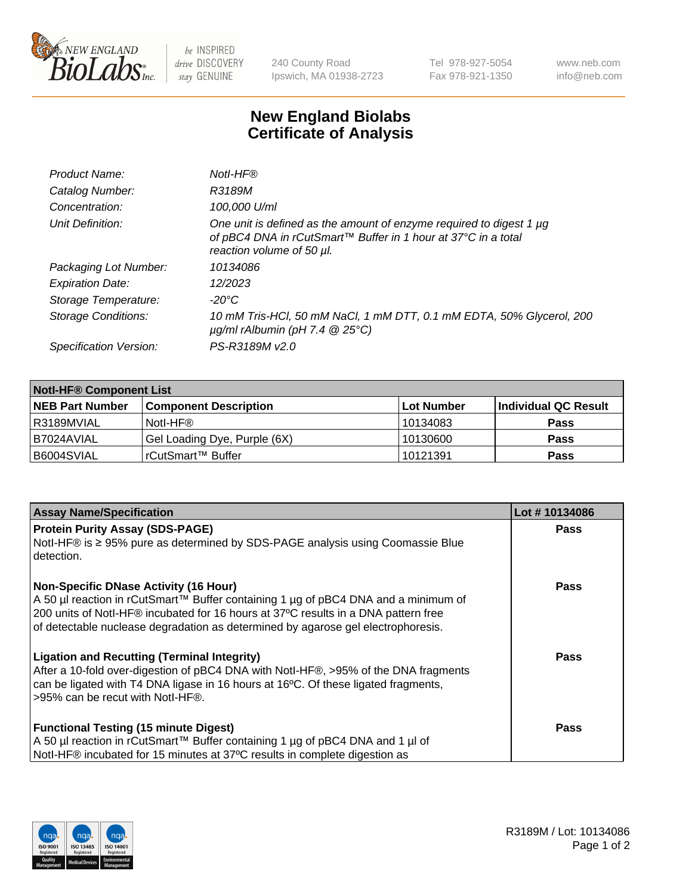New England BioLabs Inc. — be INSPIRED drive DISCOVERY stay GENUINE

240 County Road
Ipswich, MA 01938-2723

Tel 978-927-5054
Fax 978-921-1350

www.neb.com
info@neb.com

# New England Biolabs
# Certificate of Analysis

| | |
|---|---|
| *Product Name:* | *NotI-HF®* |
| *Catalog Number:* | *R3189M* |
| *Concentration:* | *100,000 U/ml* |
| *Unit Definition:* | *One unit is defined as the amount of enzyme required to digest 1 µg of pBC4 DNA in rCutSmart™ Buffer in 1 hour at 37°C in a total reaction volume of 50 µl.* |
| *Packaging Lot Number:* | *10134086* |
| *Expiration Date:* | *12/2023* |
| *Storage Temperature:* | *-20°C* |
| *Storage Conditions:* | *10 mM Tris-HCl, 50 mM NaCl, 1 mM DTT, 0.1 mM EDTA, 50% Glycerol, 200 µg/ml rAlbumin (pH 7.4 @ 25°C)* |
| *Specification Version:* | *PS-R3189M v2.0* |

| **NotI-HF® Component List** | | | |
|---|---|---|---|
| **NEB Part Number** | **Component Description** | **Lot Number** | **Individual QC Result** |
| R3189MVIAL | NotI-HF® | 10134083 | **Pass** |
| B7024AVIAL | Gel Loading Dye, Purple (6X) | 10130600 | **Pass** |
| B6004SVIAL | rCutSmart™ Buffer | 10121391 | **Pass** |

| **Assay Name/Specification** | **Lot # 10134086** |
|---|---|
| **Protein Purity Assay (SDS-PAGE)** NotI-HF® is ≥ 95% pure as determined by SDS-PAGE analysis using Coomassie Blue detection. | **Pass** |
| **Non-Specific DNase Activity (16 Hour)** A 50 µl reaction in rCutSmart™ Buffer containing 1 µg of pBC4 DNA and a minimum of 200 units of NotI-HF® incubated for 16 hours at 37ºC results in a DNA pattern free of detectable nuclease degradation as determined by agarose gel electrophoresis. | **Pass** |
| **Ligation and Recutting (Terminal Integrity)** After a 10-fold over-digestion of pBC4 DNA with NotI-HF®, >95% of the DNA fragments can be ligated with T4 DNA ligase in 16 hours at 16ºC. Of these ligated fragments, >95% can be recut with NotI-HF®. | **Pass** |
| **Functional Testing (15 minute Digest)** A 50 µl reaction in rCutSmart™ Buffer containing 1 µg of pBC4 DNA and 1 µl of NotI-HF® incubated for 15 minutes at 37ºC results in complete digestion as | **Pass** |

R3189M / Lot: 10134086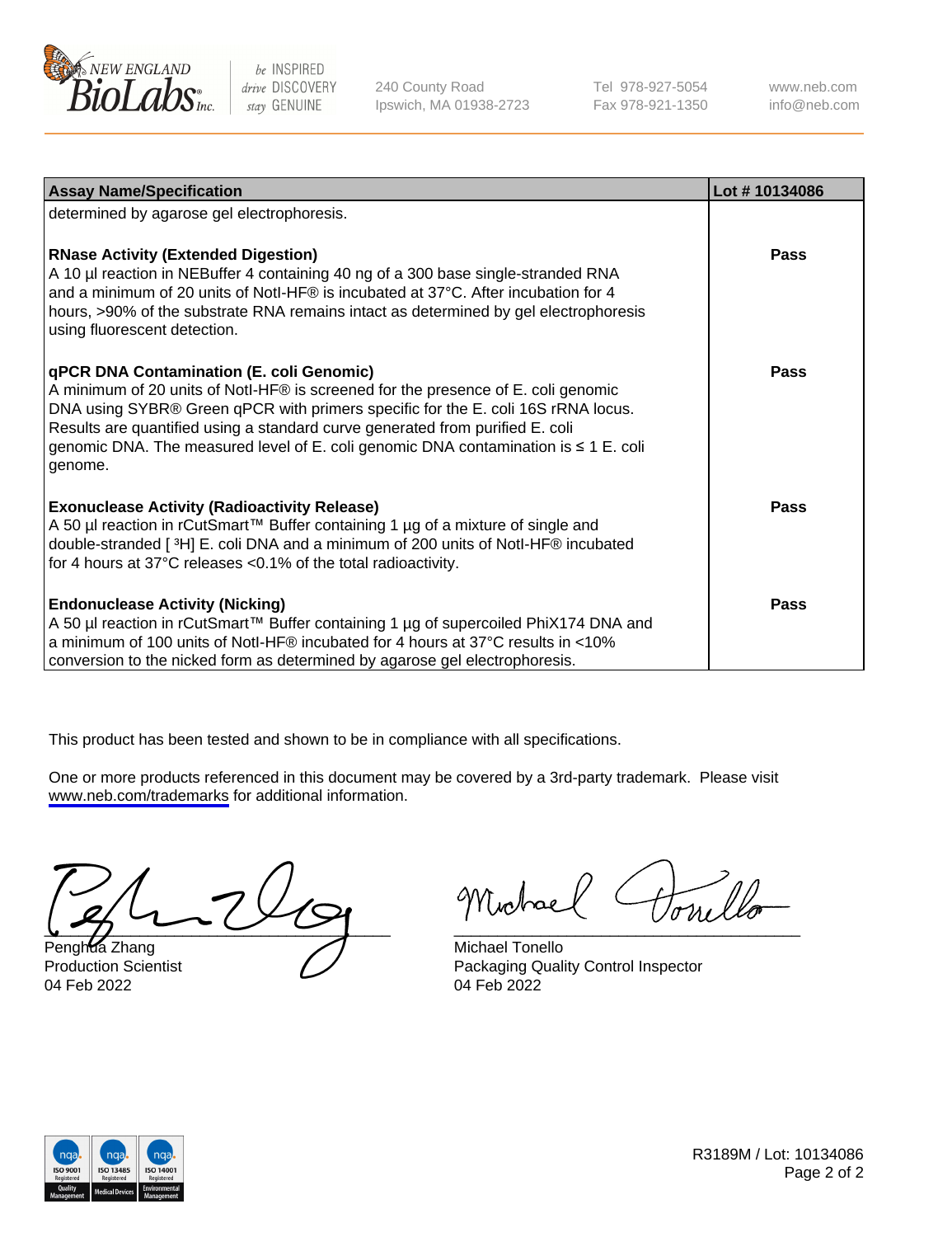| Assay Name/Specification | Lot # 10134086 |
| --- | --- |
| determined by agarose gel electrophoresis. | |
| **RNase Activity (Extended Digestion)**<br>A 10 µl reaction in NEBuffer 4 containing 40 ng of a 300 base single-stranded RNA and a minimum of 20 units of NotI-HF® is incubated at 37°C. After incubation for 4 hours, >90% of the substrate RNA remains intact as determined by gel electrophoresis using fluorescent detection. | **Pass** |
| **qPCR DNA Contamination (E. coli Genomic)**<br>A minimum of 20 units of NotI-HF® is screened for the presence of E. coli genomic DNA using SYBR® Green qPCR with primers specific for the E. coli 16S rRNA locus. Results are quantified using a standard curve generated from purified E. coli genomic DNA. The measured level of E. coli genomic DNA contamination is ≤ 1 E. coli genome. | **Pass** |
| **Exonuclease Activity (Radioactivity Release)**<br>A 50 µl reaction in rCutSmart™ Buffer containing 1 µg of a mixture of single and double-stranded [ $^{3}H$] E. coli DNA and a minimum of 200 units of NotI-HF® incubated for 4 hours at 37°C releases <0.1% of the total radioactivity. | **Pass** |
| **Endonuclease Activity (Nicking)**<br>A 50 µl reaction in rCutSmart™ Buffer containing 1 µg of supercoiled PhiX174 DNA and a minimum of 100 units of NotI-HF® incubated for 4 hours at 37°C results in <10% conversion to the nicked form as determined by agarose gel electrophoresis. | **Pass** |

This product has been tested and shown to be in compliance with all specifications.

One or more products referenced in this document may be covered by a 3rd-party trademark. Please visit www.neb.com/trademarks for additional information.

Penghua Zhang
Production Scientist
04 Feb 2022

Michael Tonello
Packaging Quality Control Inspector
04 Feb 2022

R3189M / Lot: 10134086